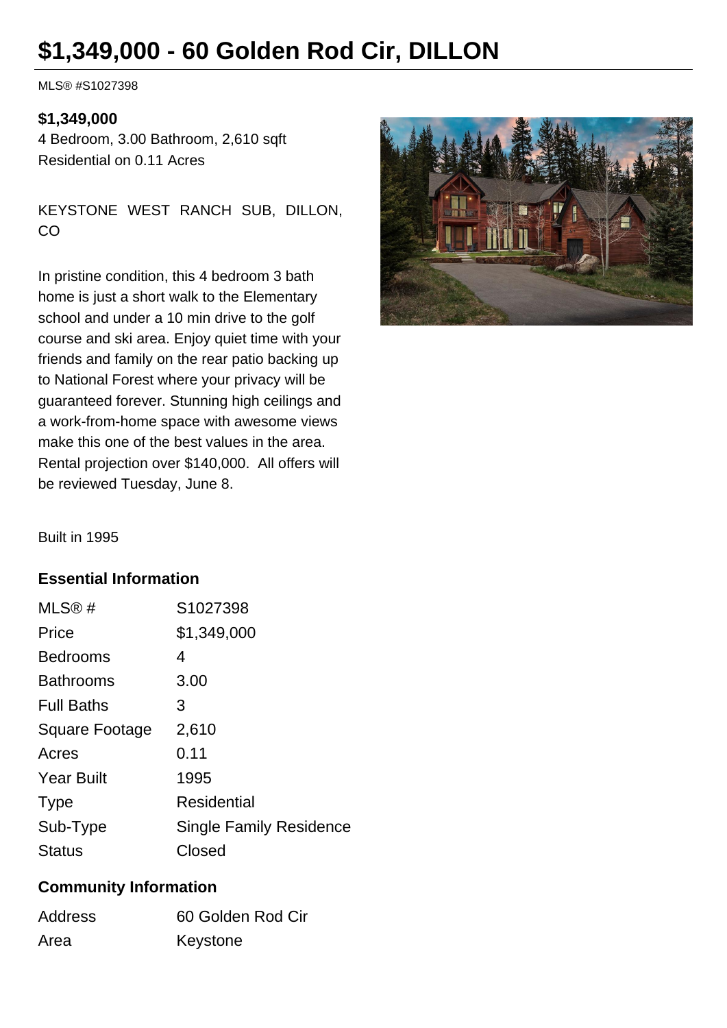# $1,349,000 - 60 Golden Rod Cir, DILLON

MLS® #S1027398

**$1,349,000**
4 Bedroom, 3.00 Bathroom, 2,610 sqft
Residential on 0.11 Acres

KEYSTONE WEST RANCH SUB, DILLON, CO

In pristine condition, this 4 bedroom 3 bath home is just a short walk to the Elementary school and under a 10 min drive to the golf course and ski area. Enjoy quiet time with your friends and family on the rear patio backing up to National Forest where your privacy will be guaranteed forever. Stunning high ceilings and a work-from-home space with awesome views make this one of the best values in the area. Rental projection over $140,000. All offers will be reviewed Tuesday, June 8.

Built in 1995

## Essential Information

| | |
|---|---|
| MLS® # | S1027398 |
| Price | $1,349,000 |
| Bedrooms | 4 |
| Bathrooms | 3.00 |
| Full Baths | 3 |
| Square Footage | 2,610 |
| Acres | 0.11 |
| Year Built | 1995 |
| Type | Residential |
| Sub-Type | Single Family Residence |
| Status | Closed |

## Community Information

| | |
|---|---|
| Address | 60 Golden Rod Cir |
| Area | Keystone |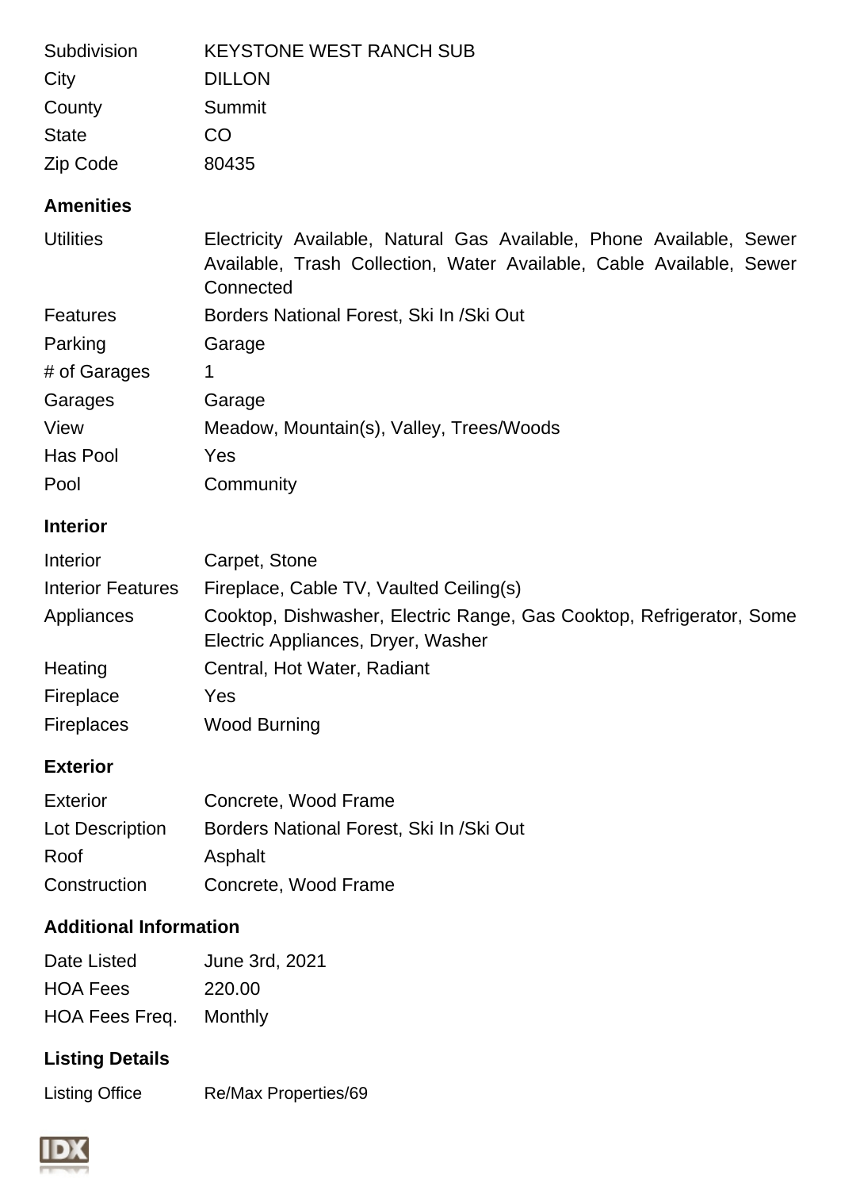| | |
|---|---|
| Subdivision | KEYSTONE WEST RANCH SUB |
| City | DILLON |
| County | Summit |
| State | CO |
| Zip Code | 80435 |

### Amenities

| | |
|---|---|
| Utilities | Electricity Available, Natural Gas Available, Phone Available, Sewer Available, Trash Collection, Water Available, Cable Available, Sewer Connected |
| Features | Borders National Forest, Ski In /Ski Out |
| Parking | Garage |
| # of Garages | 1 |
| Garages | Garage |
| View | Meadow, Mountain(s), Valley, Trees/Woods |
| Has Pool | Yes |
| Pool | Community |

### Interior

| | |
|---|---|
| Interior | Carpet, Stone |
| Interior Features | Fireplace, Cable TV, Vaulted Ceiling(s) |
| Appliances | Cooktop, Dishwasher, Electric Range, Gas Cooktop, Refrigerator, Some Electric Appliances, Dryer, Washer |
| Heating | Central, Hot Water, Radiant |
| Fireplace | Yes |
| Fireplaces | Wood Burning |

### Exterior

| | |
|---|---|
| Exterior | Concrete, Wood Frame |
| Lot Description | Borders National Forest, Ski In /Ski Out |
| Roof | Asphalt |
| Construction | Concrete, Wood Frame |

### Additional Information

| | |
|---|---|
| Date Listed | June 3rd, 2021 |
| HOA Fees | 220.00 |
| HOA Fees Freq. | Monthly |

### Listing Details

| | |
|---|---|
| Listing Office | Re/Max Properties/69 |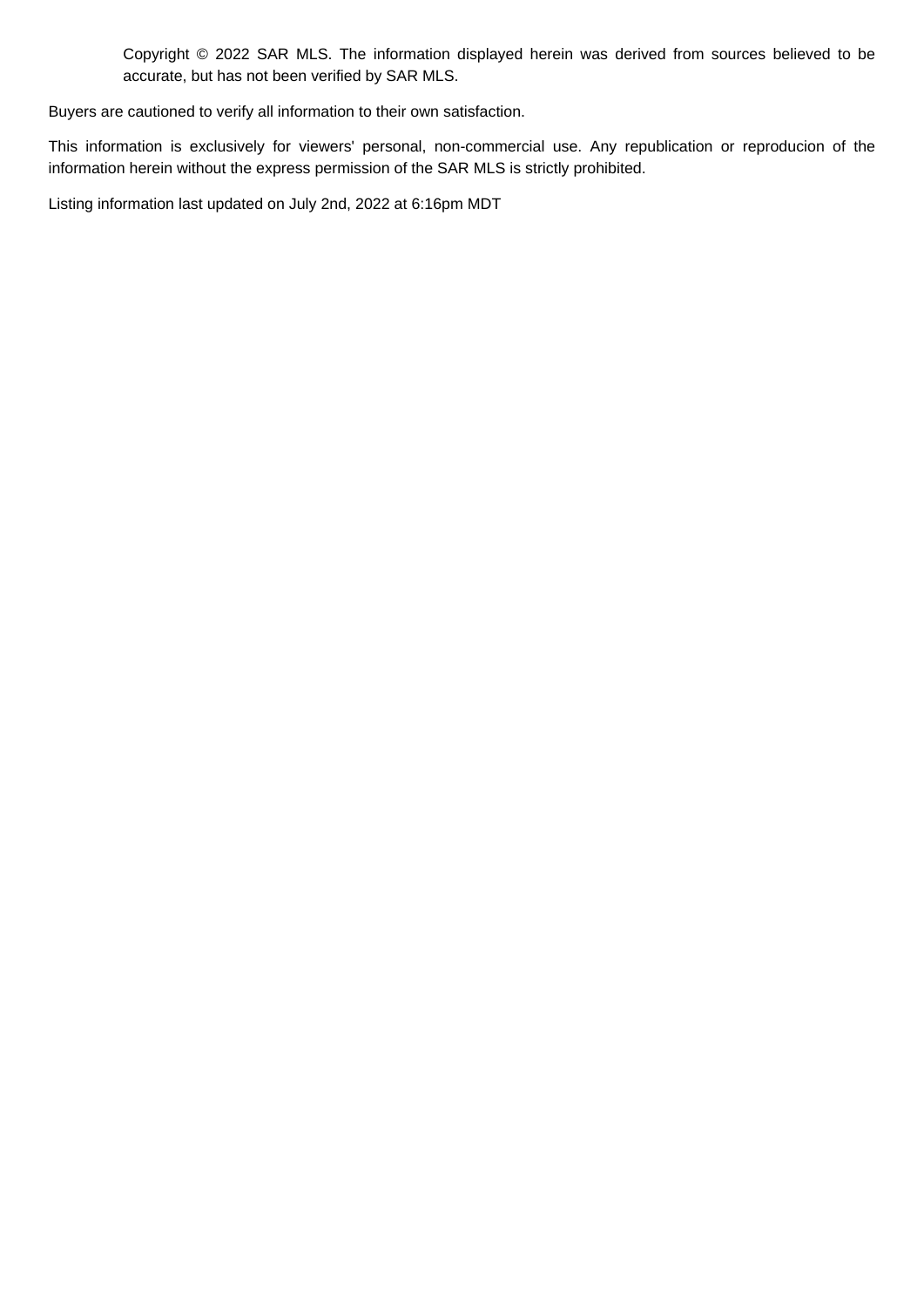Copyright © 2022 SAR MLS. The information displayed herein was derived from sources believed to be accurate, but has not been verified by SAR MLS.

Buyers are cautioned to verify all information to their own satisfaction.

This information is exclusively for viewers' personal, non-commercial use. Any republication or reproducion of the information herein without the express permission of the SAR MLS is strictly prohibited.

Listing information last updated on July 2nd, 2022 at 6:16pm MDT